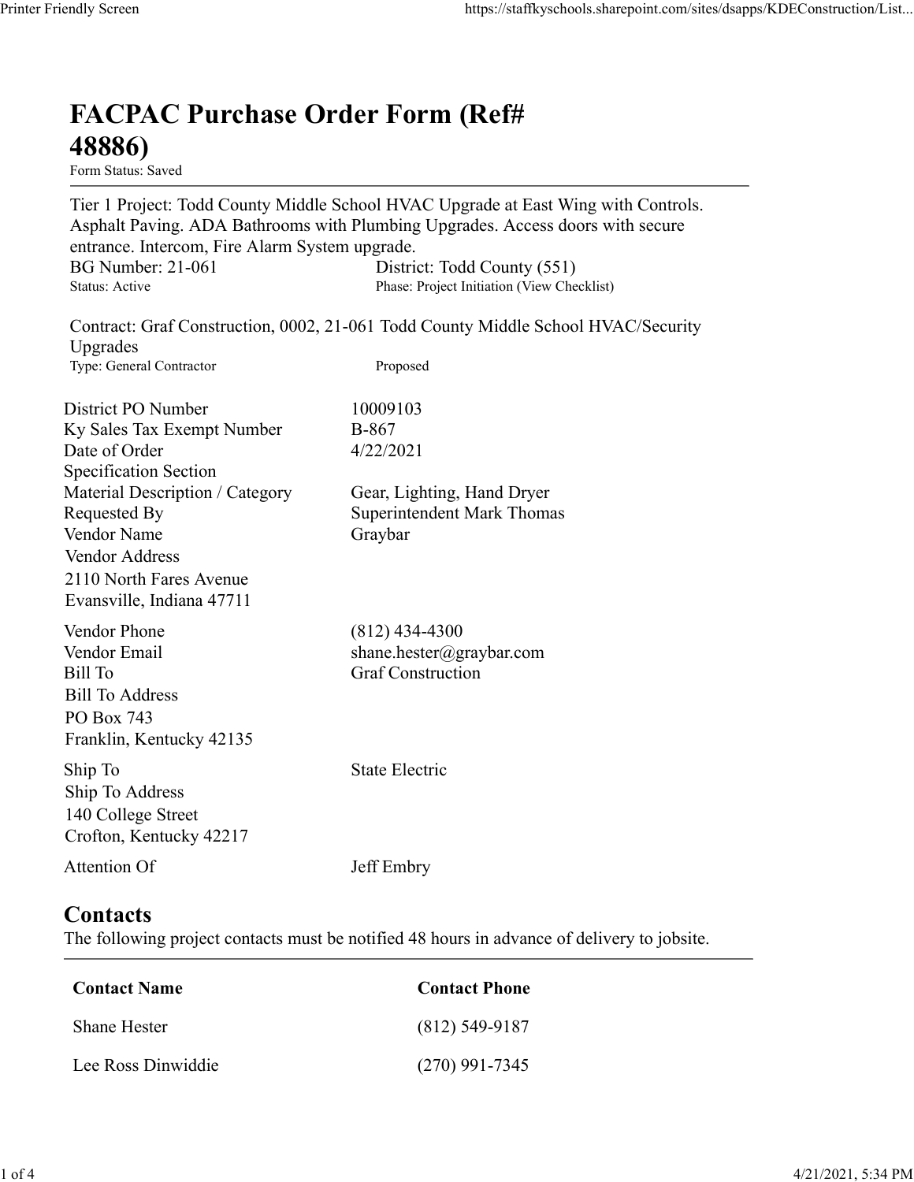# FACPAC Purchase Order Form (Ref# 48886)

Form Status: Saved

---

Tier 1 Project: Todd County Middle School HVAC Upgrade at East Wing with Controls. Asphalt Paving. ADA Bathrooms with Plumbing Upgrades. Access doors with secure entrance. Intercom, Fire Alarm System upgrade.

BG Number: 21-061 | District: Todd County (551)
Status: Active | Phase: Project Initiation (View Checklist)

Contract: Graf Construction, 0002, 21-061 Todd County Middle School HVAC/Security Upgrades
Type: General Contractor | Proposed

| | |
|---|---|
| District PO Number | 10009103 |
| Ky Sales Tax Exempt Number | B-867 |
| Date of Order | 4/22/2021 |
| Specification Section | |
| Material Description / Category | Gear, Lighting, Hand Dryer |
| Requested By | Superintendent Mark Thomas |
| Vendor Name | Graybar |

Vendor Address
2110 North Fares Avenue
Evansville, Indiana 47711

| | |
|---|---|
| Vendor Phone | (812) 434-4300 |
| Vendor Email | shane.hester@graybar.com |
| Bill To | Graf Construction |

Bill To Address
PO Box 743
Franklin, Kentucky 42135

| | |
|---|---|
| Ship To | State Electric |

Ship To Address
140 College Street
Crofton, Kentucky 42217

| | |
|---|---|
| Attention Of | Jeff Embry |

## Contacts

The following project contacts must be notified 48 hours in advance of delivery to jobsite.

| Contact Name | Contact Phone |
|---|---|
| Shane Hester | (812) 549-9187 |
| Lee Ross Dinwiddie | (270) 991-7345 |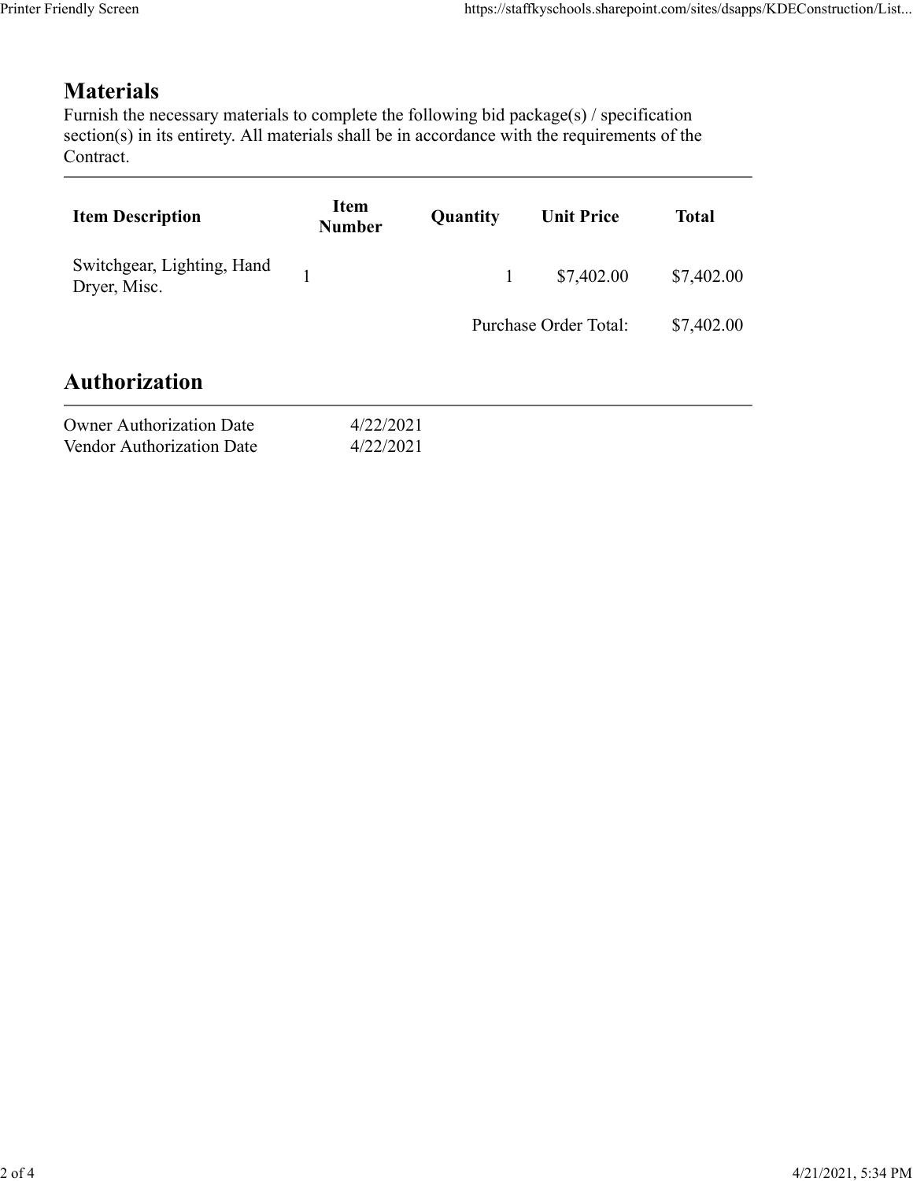## Materials

Furnish the necessary materials to complete the following bid package(s) / specification section(s) in its entirety. All materials shall be in accordance with the requirements of the Contract.

| Item Description | Item Number | Quantity | Unit Price | Total |
|---|---|---|---|---|
| Switchgear, Lighting, Hand Dryer, Misc. | 1 | 1 | $7,402.00 | $7,402.00 |
| | | | Purchase Order Total: | $7,402.00 |

## Authorization

| | |
|---|---|
| Owner Authorization Date | 4/22/2021 |
| Vendor Authorization Date | 4/22/2021 |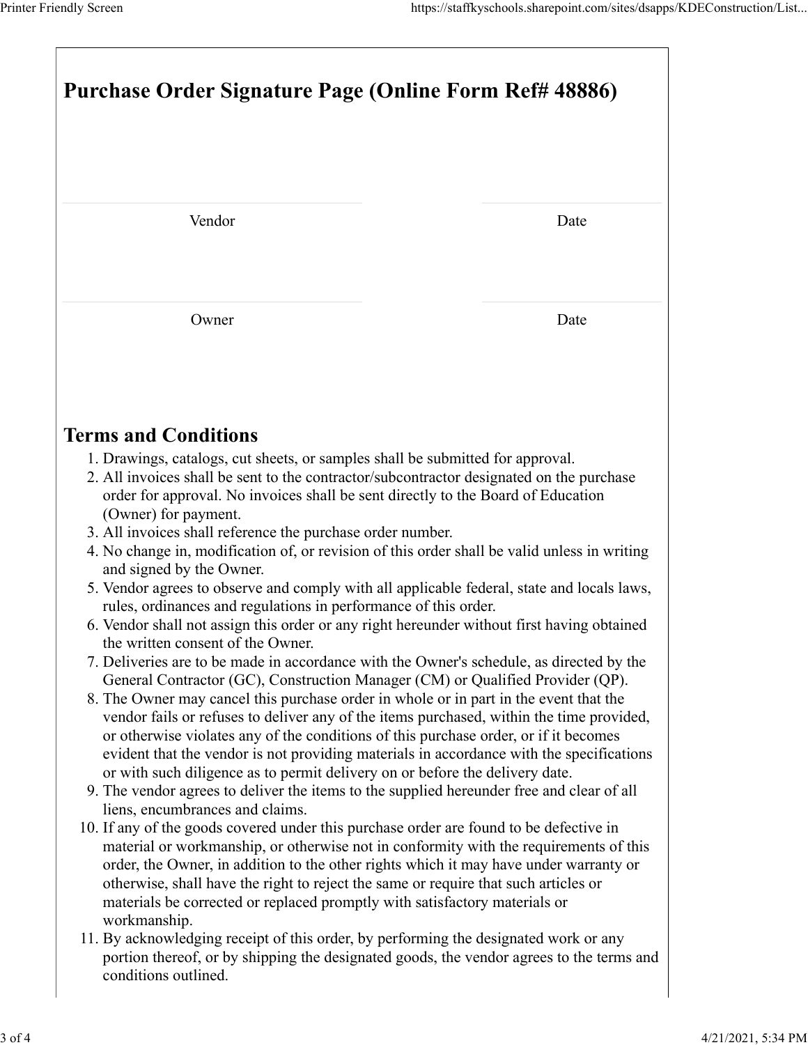# Purchase Order Signature Page (Online Form Ref# 48886)

| Vendor | Date |
|---|---|
| Owner | Date |

## Terms and Conditions

1. Drawings, catalogs, cut sheets, or samples shall be submitted for approval.
2. All invoices shall be sent to the contractor/subcontractor designated on the purchase order for approval. No invoices shall be sent directly to the Board of Education (Owner) for payment.
3. All invoices shall reference the purchase order number.
4. No change in, modification of, or revision of this order shall be valid unless in writing and signed by the Owner.
5. Vendor agrees to observe and comply with all applicable federal, state and locals laws, rules, ordinances and regulations in performance of this order.
6. Vendor shall not assign this order or any right hereunder without first having obtained the written consent of the Owner.
7. Deliveries are to be made in accordance with the Owner's schedule, as directed by the General Contractor (GC), Construction Manager (CM) or Qualified Provider (QP).
8. The Owner may cancel this purchase order in whole or in part in the event that the vendor fails or refuses to deliver any of the items purchased, within the time provided, or otherwise violates any of the conditions of this purchase order, or if it becomes evident that the vendor is not providing materials in accordance with the specifications or with such diligence as to permit delivery on or before the delivery date.
9. The vendor agrees to deliver the items to the supplied hereunder free and clear of all liens, encumbrances and claims.
10. If any of the goods covered under this purchase order are found to be defective in material or workmanship, or otherwise not in conformity with the requirements of this order, the Owner, in addition to the other rights which it may have under warranty or otherwise, shall have the right to reject the same or require that such articles or materials be corrected or replaced promptly with satisfactory materials or workmanship.
11. By acknowledging receipt of this order, by performing the designated work or any portion thereof, or by shipping the designated goods, the vendor agrees to the terms and conditions outlined.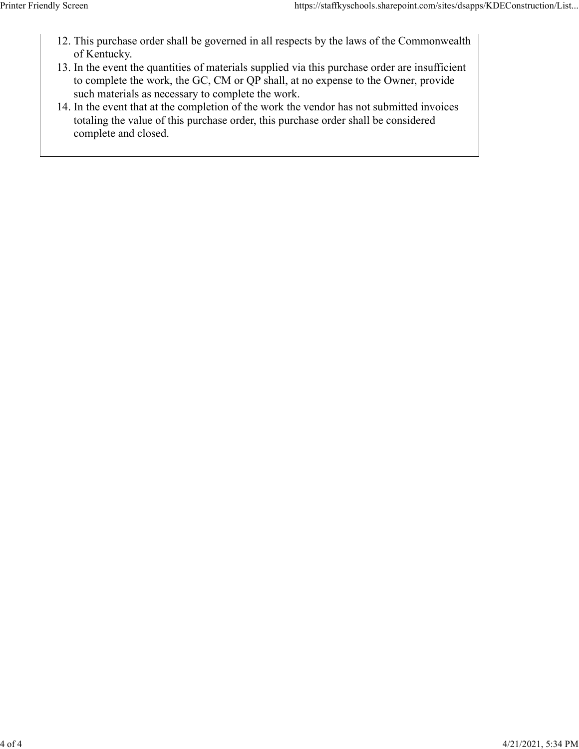12. This purchase order shall be governed in all respects by the laws of the Commonwealth of Kentucky.
13. In the event the quantities of materials supplied via this purchase order are insufficient to complete the work, the GC, CM or QP shall, at no expense to the Owner, provide such materials as necessary to complete the work.
14. In the event that at the completion of the work the vendor has not submitted invoices totaling the value of this purchase order, this purchase order shall be considered complete and closed.